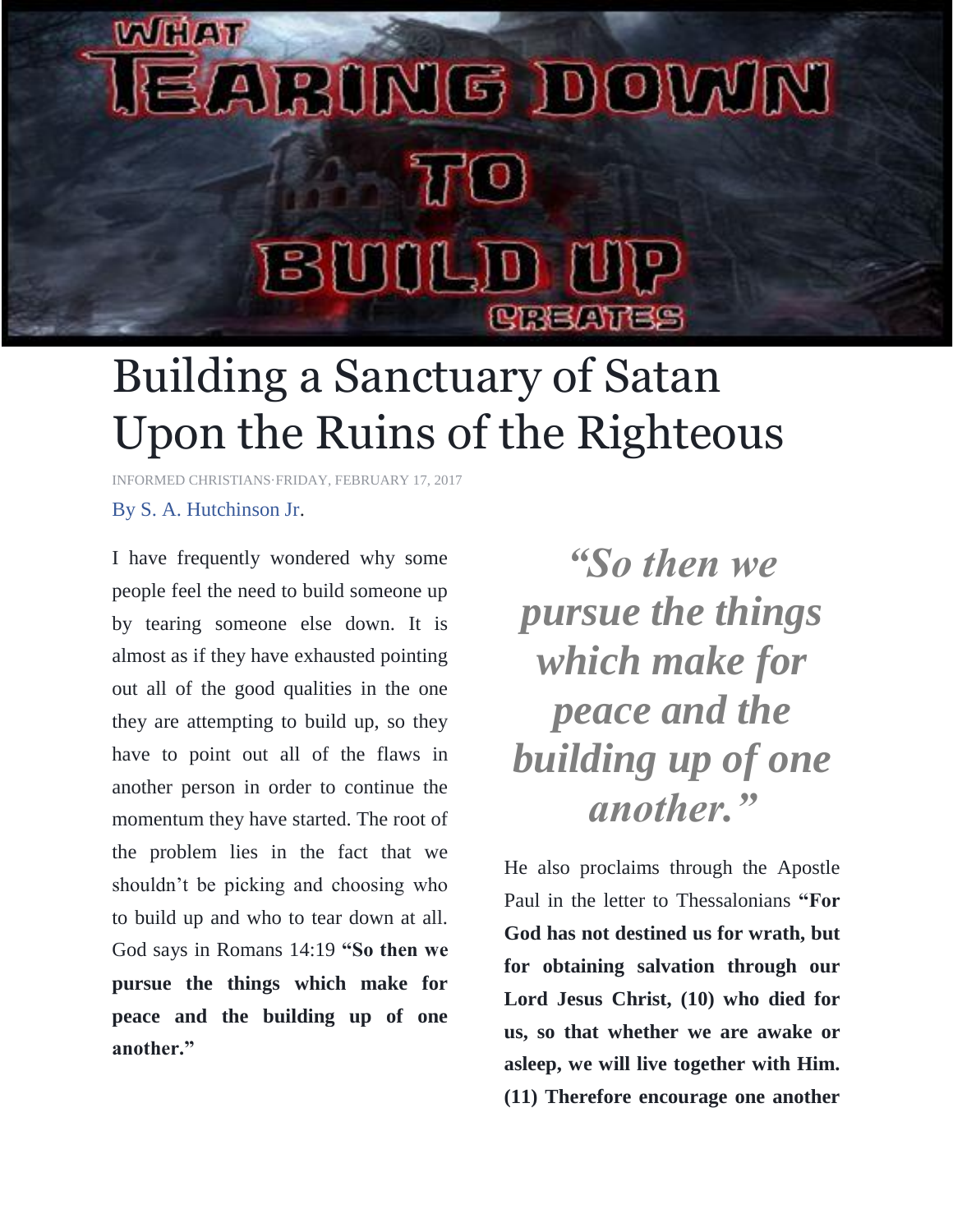WHAT TEARING DOWN TO BUILD UP CREATES

# Building a Sanctuary of Satan Upon the Ruins of the Righteous

INFORMED CHRISTIANS·FRIDAY, FEBRUARY 17, 2017

By S. A. Hutchinson Jr.

I have frequently wondered why some people feel the need to build someone up by tearing someone else down. It is almost as if they have exhausted pointing out all of the good qualities in the one they are attempting to build up, so they have to point out all of the flaws in another person in order to continue the momentum they have started. The root of the problem lies in the fact that we shouldn't be picking and choosing who to build up and who to tear down at all. God says in Romans 14:19 **"So then we pursue the things which make for peace and the building up of one another."**

> ***"So then we pursue the things which make for peace and the building up of one another."***

He also proclaims through the Apostle Paul in the letter to Thessalonians **"For God has not destined us for wrath, but for obtaining salvation through our Lord Jesus Christ, (10) who died for us, so that whether we are awake or asleep, we will live together with Him. (11) Therefore encourage one another**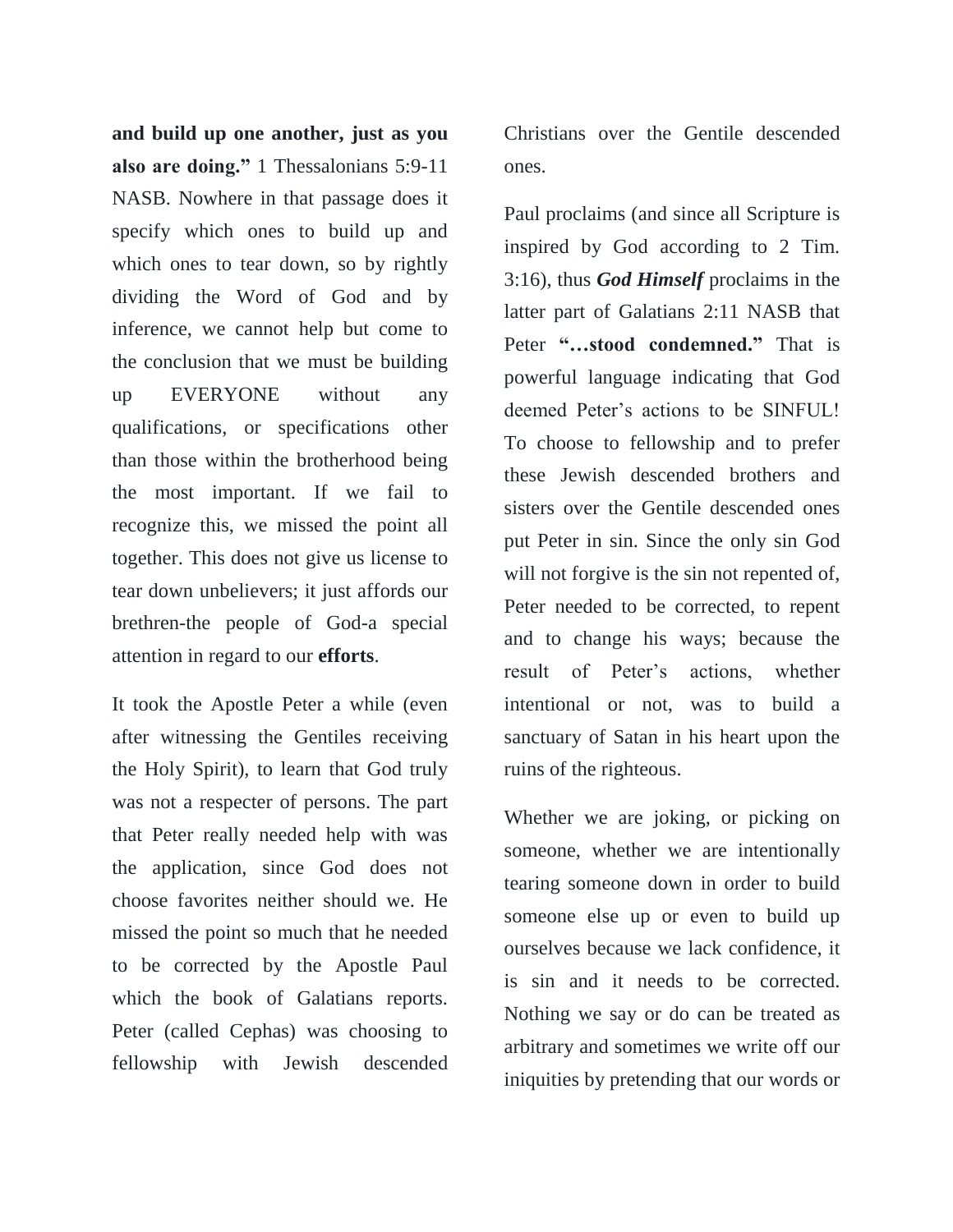**and build up one another, just as you also are doing."** 1 Thessalonians 5:9-11 NASB. Nowhere in that passage does it specify which ones to build up and which ones to tear down, so by rightly dividing the Word of God and by inference, we cannot help but come to the conclusion that we must be building up EVERYONE without any qualifications, or specifications other than those within the brotherhood being the most important. If we fail to recognize this, we missed the point all together. This does not give us license to tear down unbelievers; it just affords our brethren-the people of God-a special attention in regard to our **efforts**.

It took the Apostle Peter a while (even after witnessing the Gentiles receiving the Holy Spirit), to learn that God truly was not a respecter of persons. The part that Peter really needed help with was the application, since God does not choose favorites neither should we. He missed the point so much that he needed to be corrected by the Apostle Paul which the book of Galatians reports. Peter (called Cephas) was choosing to fellowship with Jewish descended Christians over the Gentile descended ones.

Paul proclaims (and since all Scripture is inspired by God according to 2 Tim. 3:16), thus ***God Himself*** proclaims in the latter part of Galatians 2:11 NASB that Peter **"…stood condemned."** That is powerful language indicating that God deemed Peter's actions to be SINFUL! To choose to fellowship and to prefer these Jewish descended brothers and sisters over the Gentile descended ones put Peter in sin. Since the only sin God will not forgive is the sin not repented of, Peter needed to be corrected, to repent and to change his ways; because the result of Peter's actions, whether intentional or not, was to build a sanctuary of Satan in his heart upon the ruins of the righteous.

Whether we are joking, or picking on someone, whether we are intentionally tearing someone down in order to build someone else up or even to build up ourselves because we lack confidence, it is sin and it needs to be corrected. Nothing we say or do can be treated as arbitrary and sometimes we write off our iniquities by pretending that our words or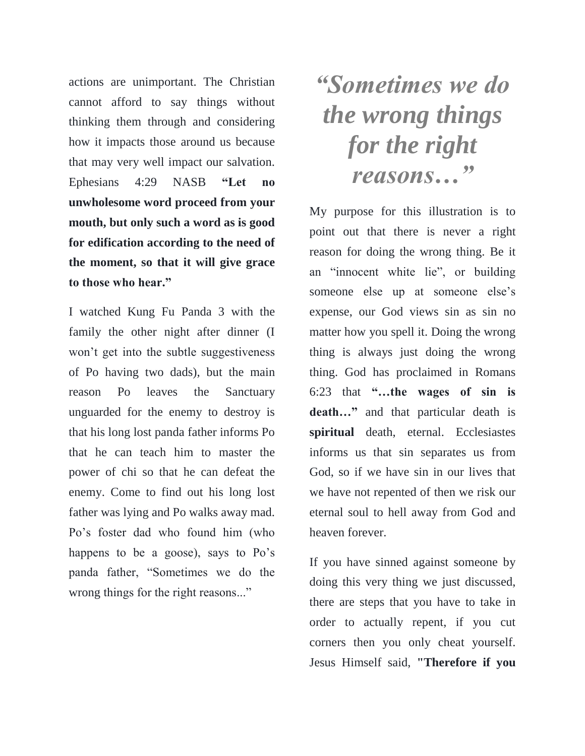actions are unimportant. The Christian cannot afford to say things without thinking them through and considering how it impacts those around us because that may very well impact our salvation. Ephesians 4:29 NASB **"Let no unwholesome word proceed from your mouth, but only such a word as is good for edification according to the need of the moment, so that it will give grace to those who hear."**

I watched Kung Fu Panda 3 with the family the other night after dinner (I won't get into the subtle suggestiveness of Po having two dads), but the main reason Po leaves the Sanctuary unguarded for the enemy to destroy is that his long lost panda father informs Po that he can teach him to master the power of chi so that he can defeat the enemy. Come to find out his long lost father was lying and Po walks away mad. Po's foster dad who found him (who happens to be a goose), says to Po's panda father, "Sometimes we do the wrong things for the right reasons..."

## *"Sometimes we do the wrong things for the right reasons…"*

My purpose for this illustration is to point out that there is never a right reason for doing the wrong thing. Be it an "innocent white lie", or building someone else up at someone else's expense, our God views sin as sin no matter how you spell it. Doing the wrong thing is always just doing the wrong thing. God has proclaimed in Romans 6:23 that **"…the wages of sin is death…"** and that particular death is **spiritual** death, eternal. Ecclesiastes informs us that sin separates us from God, so if we have sin in our lives that we have not repented of then we risk our eternal soul to hell away from God and heaven forever.

If you have sinned against someone by doing this very thing we just discussed, there are steps that you have to take in order to actually repent, if you cut corners then you only cheat yourself. Jesus Himself said, **"Therefore if you**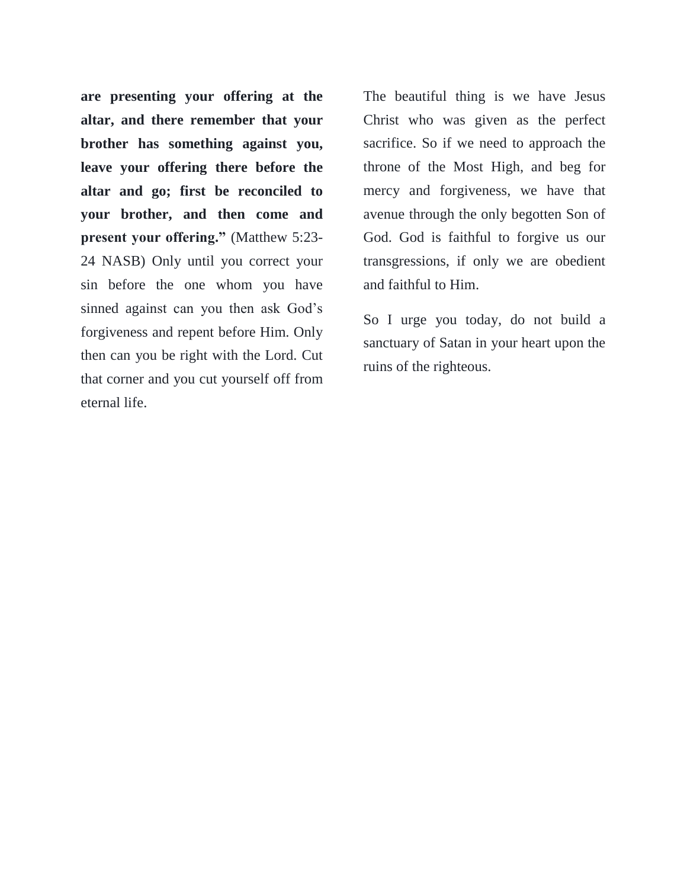**are presenting your offering at the altar, and there remember that your brother has something against you, leave your offering there before the altar and go; first be reconciled to your brother, and then come and present your offering."** (Matthew 5:23-24 NASB) Only until you correct your sin before the one whom you have sinned against can you then ask God's forgiveness and repent before Him. Only then can you be right with the Lord. Cut that corner and you cut yourself off from eternal life.

The beautiful thing is we have Jesus Christ who was given as the perfect sacrifice. So if we need to approach the throne of the Most High, and beg for mercy and forgiveness, we have that avenue through the only begotten Son of God. God is faithful to forgive us our transgressions, if only we are obedient and faithful to Him.

So I urge you today, do not build a sanctuary of Satan in your heart upon the ruins of the righteous.